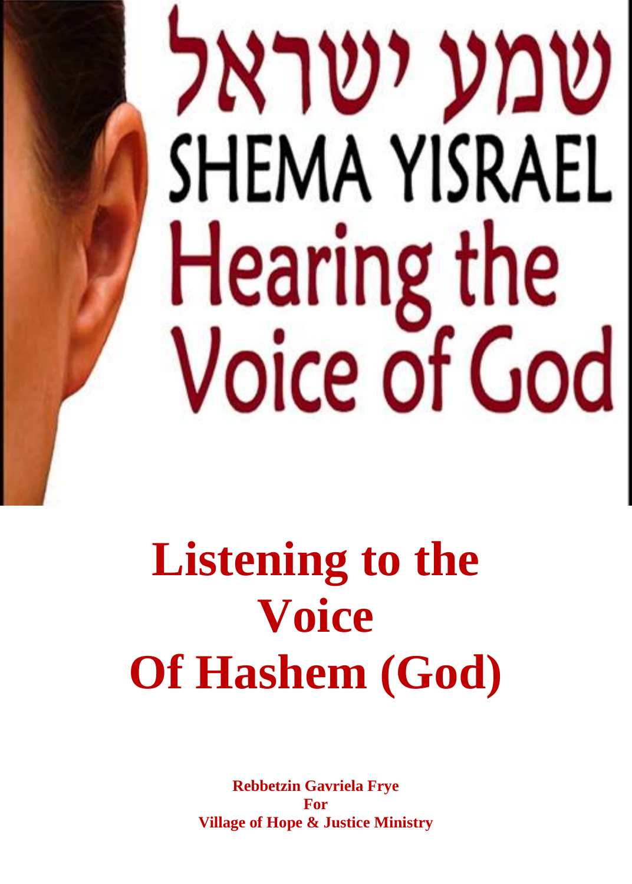שמע ישראל

SHEMA YISRAEL

Hearing the Voice of God

# Listening to the Voice Of Hashem (God)

**Rebbetzin Gavriela Frye**
**For**
**Village of Hope & Justice Ministry**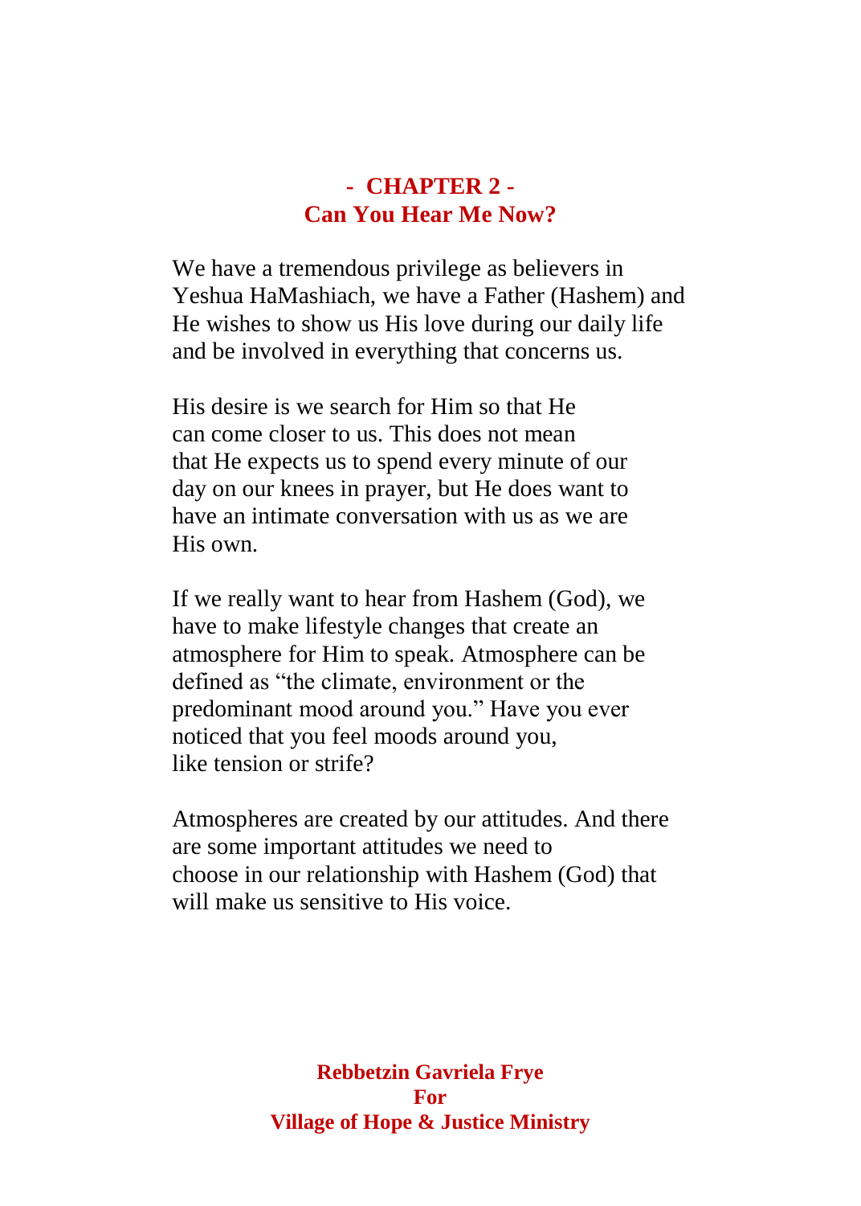## - CHAPTER 2 -
## Can You Hear Me Now?

We have a tremendous privilege as believers in Yeshua HaMashiach, we have a Father (Hashem) and He wishes to show us His love during our daily life and be involved in everything that concerns us.

His desire is we search for Him so that He can come closer to us. This does not mean that He expects us to spend every minute of our day on our knees in prayer, but He does want to have an intimate conversation with us as we are His own.

If we really want to hear from Hashem (God), we have to make lifestyle changes that create an atmosphere for Him to speak. Atmosphere can be defined as "the climate, environment or the predominant mood around you." Have you ever noticed that you feel moods around you, like tension or strife?

Atmospheres are created by our attitudes. And there are some important attitudes we need to choose in our relationship with Hashem (God) that will make us sensitive to His voice.

**Rebbetzin Gavriela Frye**
**For**
**Village of Hope & Justice Ministry**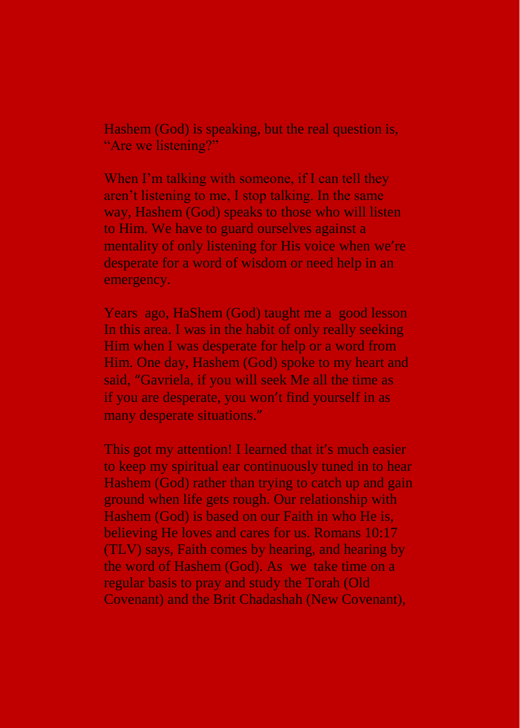Hashem (God) is speaking, but the real question is, "Are we listening?"

When I'm talking with someone, if I can tell they aren't listening to me, I stop talking. In the same way, Hashem (God) speaks to those who will listen to Him. We have to guard ourselves against a mentality of only listening for His voice when we're desperate for a word of wisdom or need help in an emergency.

Years ago, HaShem (God) taught me a good lesson In this area. I was in the habit of only really seeking Him when I was desperate for help or a word from Him. One day, Hashem (God) spoke to my heart and said, "Gavriela, if you will seek Me all the time as if you are desperate, you won't find yourself in as many desperate situations."

This got my attention! I learned that it's much easier to keep my spiritual ear continuously tuned in to hear Hashem (God) rather than trying to catch up and gain ground when life gets rough. Our relationship with Hashem (God) is based on our Faith in who He is, believing He loves and cares for us. Romans 10:17 (TLV) says, Faith comes by hearing, and hearing by the word of Hashem (God). As we take time on a regular basis to pray and study the Torah (Old Covenant) and the Brit Chadashah (New Covenant),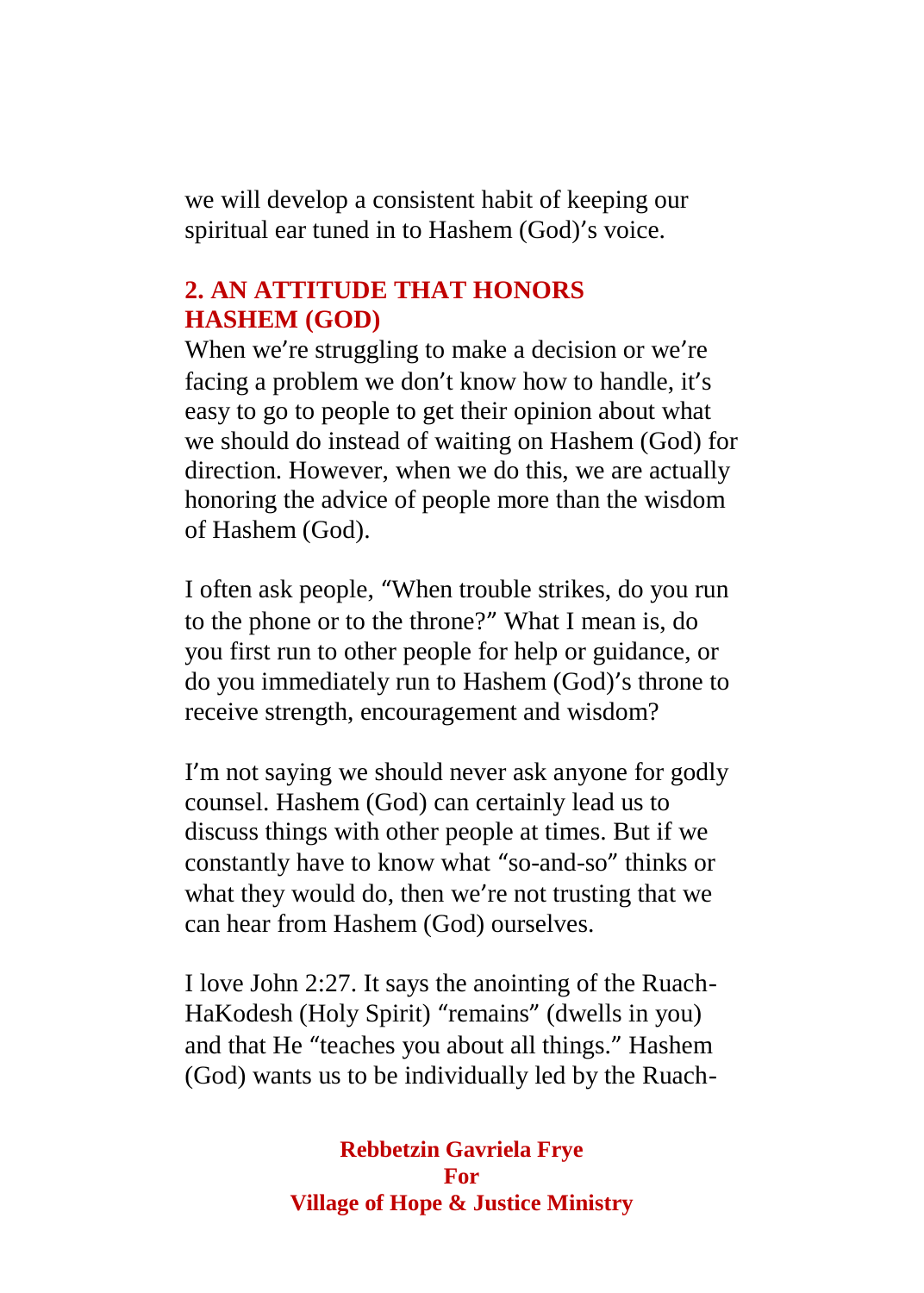we will develop a consistent habit of keeping our spiritual ear tuned in to Hashem (God)'s voice.

## 2. AN ATTITUDE THAT HONORS HASHEM (GOD)

When we're struggling to make a decision or we're facing a problem we don't know how to handle, it's easy to go to people to get their opinion about what we should do instead of waiting on Hashem (God) for direction. However, when we do this, we are actually honoring the advice of people more than the wisdom of Hashem (God).

I often ask people, "When trouble strikes, do you run to the phone or to the throne?" What I mean is, do you first run to other people for help or guidance, or do you immediately run to Hashem (God)'s throne to receive strength, encouragement and wisdom?

I'm not saying we should never ask anyone for godly counsel. Hashem (God) can certainly lead us to discuss things with other people at times. But if we constantly have to know what "so-and-so" thinks or what they would do, then we're not trusting that we can hear from Hashem (God) ourselves.

I love John 2:27. It says the anointing of the Ruach-HaKodesh (Holy Spirit) "remains" (dwells in you) and that He "teaches you about all things." Hashem (God) wants us to be individually led by the Ruach-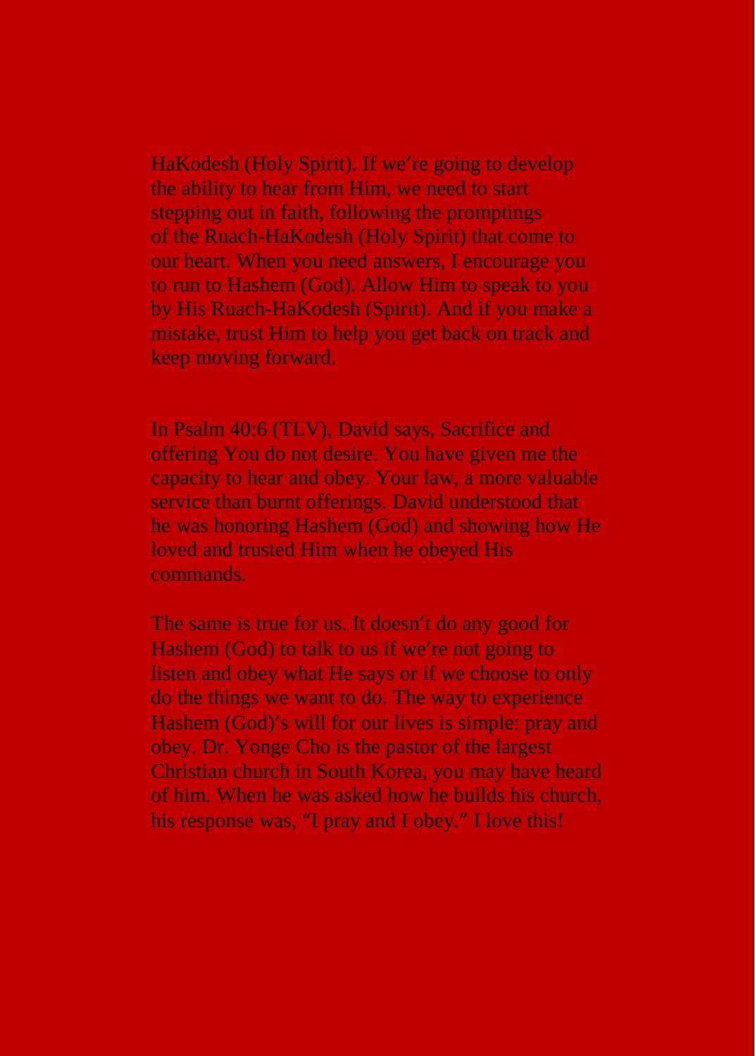HaKodesh (Holy Spirit). If we're going to develop the ability to hear from Him, we need to start stepping out in faith, following the promptings of the Ruach-HaKodesh (Holy Spirit) that come to our heart. When you need answers, I encourage you to run to Hashem (God). Allow Him to speak to you by His Ruach-HaKodesh (Spirit). And if you make a mistake, trust Him to help you get back on track and keep moving forward.

In Psalm 40:6 (TLV), David says, Sacrifice and offering You do not desire. You have given me the capacity to hear and obey. Your law, a more valuable service than burnt offerings. David understood that he was honoring Hashem (God) and showing how He loved and trusted Him when he obeyed His commands.

The same is true for us. It doesn't do any good for Hashem (God) to talk to us if we're not going to listen and obey what He says or if we choose to only do the things we want to do. The way to experience Hashem (God)'s will for our lives is simple: pray and obey. Dr. Yonge Cho is the pastor of the largest Christian church in South Korea, you may have heard of him. When he was asked how he builds his church, his response was, "I pray and I obey." I love this!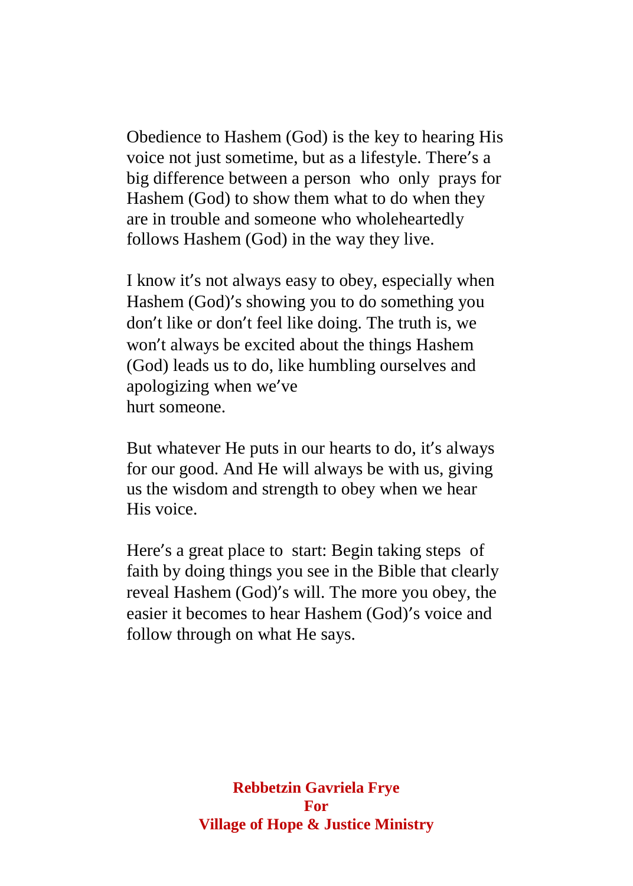Obedience to Hashem (God) is the key to hearing His voice not just sometime, but as a lifestyle. There's a big difference between a person who only prays for Hashem (God) to show them what to do when they are in trouble and someone who wholeheartedly follows Hashem (God) in the way they live.

I know it's not always easy to obey, especially when Hashem (God)'s showing you to do something you don't like or don't feel like doing. The truth is, we won't always be excited about the things Hashem (God) leads us to do, like humbling ourselves and apologizing when we've hurt someone.

But whatever He puts in our hearts to do, it's always for our good. And He will always be with us, giving us the wisdom and strength to obey when we hear His voice.

Here's a great place to start: Begin taking steps of faith by doing things you see in the Bible that clearly reveal Hashem (God)'s will. The more you obey, the easier it becomes to hear Hashem (God)'s voice and follow through on what He says.

**Rebbetzin Gavriela Frye**
**For**
**Village of Hope & Justice Ministry**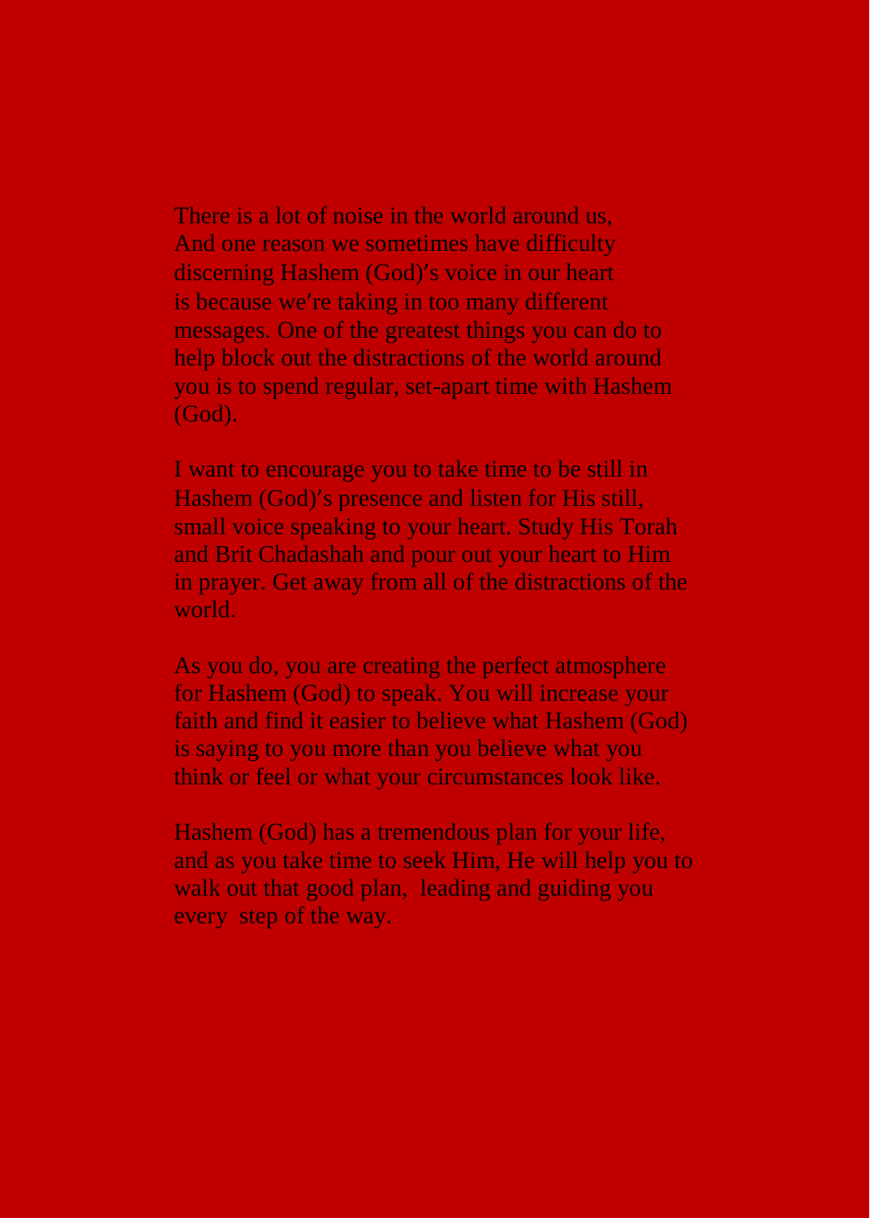There is a lot of noise in the world around us, And one reason we sometimes have difficulty discerning Hashem (God)'s voice in our heart is because we're taking in too many different messages. One of the greatest things you can do to help block out the distractions of the world around you is to spend regular, set-apart time with Hashem (God).

I want to encourage you to take time to be still in Hashem (God)'s presence and listen for His still, small voice speaking to your heart. Study His Torah and Brit Chadashah and pour out your heart to Him in prayer. Get away from all of the distractions of the world.

As you do, you are creating the perfect atmosphere for Hashem (God) to speak. You will increase your faith and find it easier to believe what Hashem (God) is saying to you more than you believe what you think or feel or what your circumstances look like.

Hashem (God) has a tremendous plan for your life, and as you take time to seek Him, He will help you to walk out that good plan, leading and guiding you every step of the way.